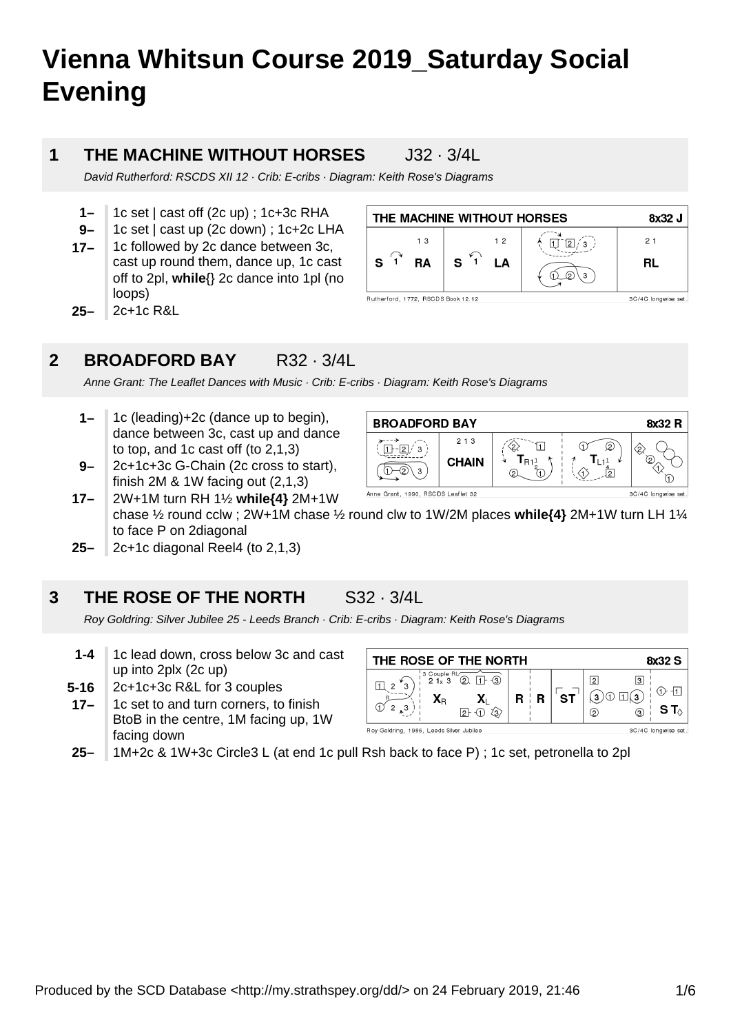# Vienna Whitsun Course 2019_Saturday Social Evening

## 1 THE MACHINE WITHOUT HORSES J32 · 3/4L

*David Rutherford: RSCDS XII 12 · Crib: E-cribs · Diagram: Keith Rose's Diagrams*

- **1–** 1c set | cast off (2c up) ; 1c+3c RHA
- **9–** 1c set | cast up (2c down) ; 1c+2c LHA
- **17–** 1c followed by 2c dance between 3c, cast up round them, dance up, 1c cast off to 2pl, **while**{} 2c dance into 1pl (no loops)
- **25–** 2c+1c R&L

## 2 BROADFORD BAY R32 · 3/4L

*Anne Grant: The Leaflet Dances with Music · Crib: E-cribs · Diagram: Keith Rose's Diagrams*

- **1–** 1c (leading)+2c (dance up to begin), dance between 3c, cast up and dance to top, and 1c cast off (to 2,1,3)
- **9–** 2c+1c+3c G-Chain (2c cross to start), finish 2M & 1W facing out (2,1,3)
- **17–** 2W+1M turn RH 1½ **while{4}** 2M+1W chase ½ round cclw ; 2W+1M chase ½ round clw to 1W/2M places **while{4}** 2M+1W turn LH 1¼ to face P on 2diagonal
- **25–** 2c+1c diagonal Reel4 (to 2,1,3)

## 3 THE ROSE OF THE NORTH S32 · 3/4L

*Roy Goldring: Silver Jubilee 25 - Leeds Branch · Crib: E-cribs · Diagram: Keith Rose's Diagrams*

- **1-4** 1c lead down, cross below 3c and cast up into 2plx (2c up)
- **5-16** 2c+1c+3c R&L for 3 couples
- **17–** 1c set to and turn corners, to finish BtoB in the centre, 1M facing up, 1W facing down
- **25–** 1M+2c & 1W+3c Circle3 L (at end 1c pull Rsh back to face P) ; 1c set, petronella to 2pl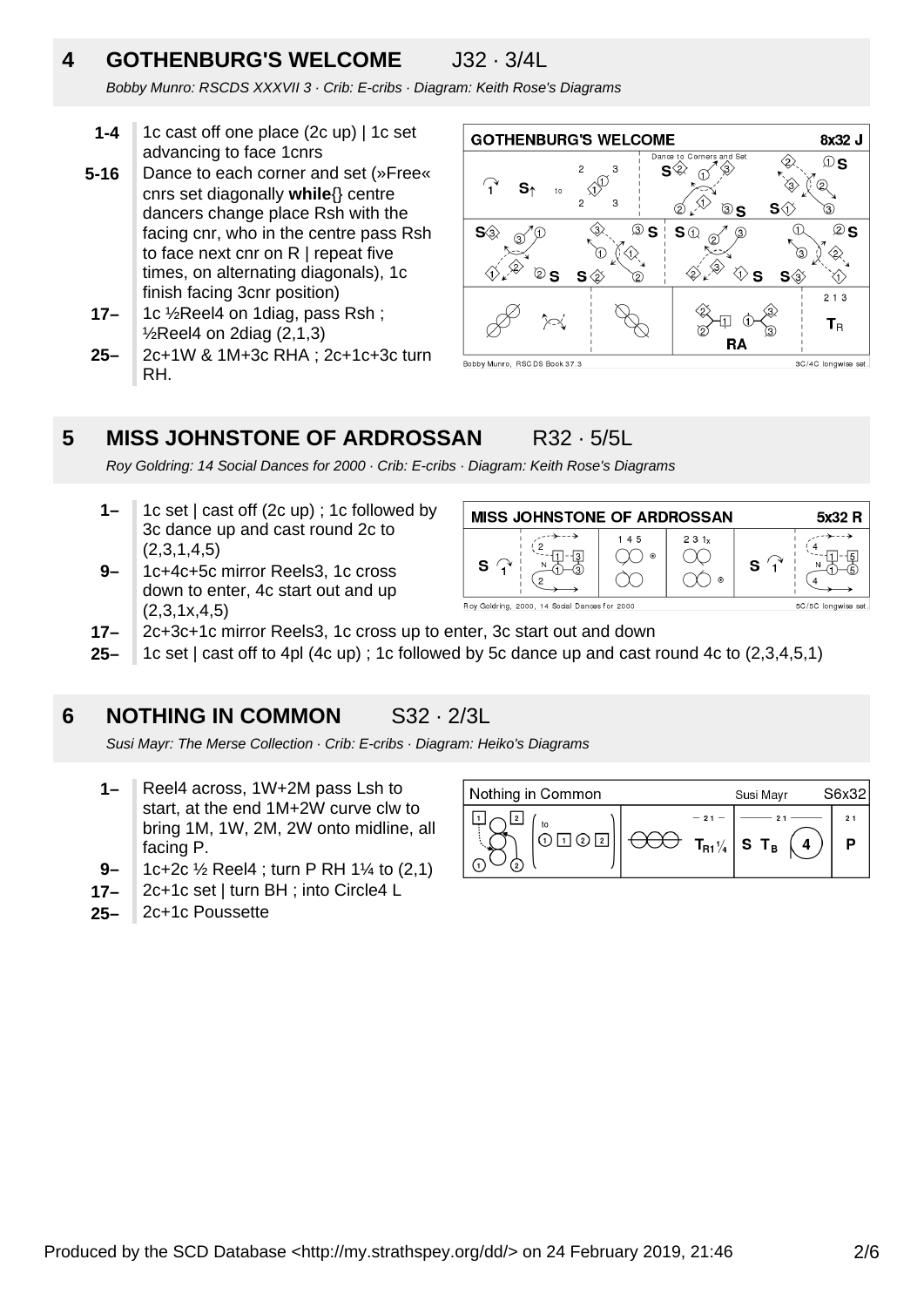## 4 GOTHENBURG'S WELCOME J32 · 3/4L

*Bobby Munro: RSCDS XXXVII 3 · Crib: E-cribs · Diagram: Keith Rose's Diagrams*

**1-4** 1c cast off one place (2c up) | 1c set advancing to face 1cnrs

**5-16** Dance to each corner and set (»Free« cnrs set diagonally **while**{} centre dancers change place Rsh with the facing cnr, who in the centre pass Rsh to face next cnr on R | repeat five times, on alternating diagonals), 1c finish facing 3cnr position)

**17–** 1c ½Reel4 on 1diag, pass Rsh ; ½Reel4 on 2diag (2,1,3)

**25–** 2c+1W & 1M+3c RHA ; 2c+1c+3c turn RH.

## 5 MISS JOHNSTONE OF ARDROSSAN R32 · 5/5L

*Roy Goldring: 14 Social Dances for 2000 · Crib: E-cribs · Diagram: Keith Rose's Diagrams*

**1–** 1c set | cast off (2c up) ; 1c followed by 3c dance up and cast round 2c to (2,3,1,4,5)

**9–** 1c+4c+5c mirror Reels3, 1c cross down to enter, 4c start out and up (2,3,1x,4,5)

**17–** 2c+3c+1c mirror Reels3, 1c cross up to enter, 3c start out and down

**25–** 1c set | cast off to 4pl (4c up) ; 1c followed by 5c dance up and cast round 4c to (2,3,4,5,1)

## 6 NOTHING IN COMMON S32 · 2/3L

*Susi Mayr: The Merse Collection · Crib: E-cribs · Diagram: Heiko's Diagrams*

**1–** Reel4 across, 1W+2M pass Lsh to start, at the end 1M+2W curve clw to bring 1M, 1W, 2M, 2W onto midline, all facing P.

**9–** 1c+2c ½ Reel4 ; turn P RH 1¼ to (2,1)

**17–** 2c+1c set | turn BH ; into Circle4 L

**25–** 2c+1c Poussette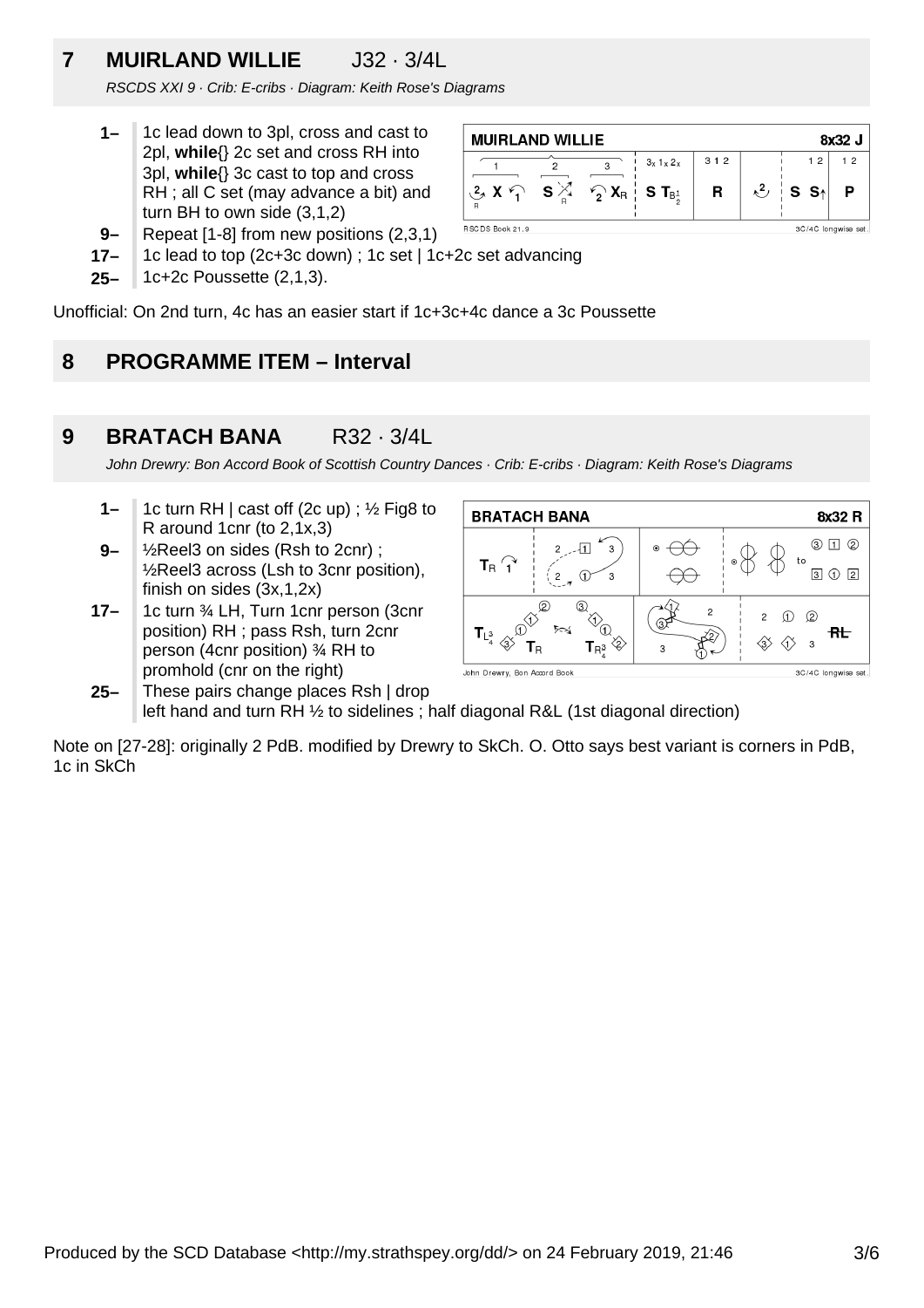## 7 MUIRLAND WILLIE J32 · 3/4L

*RSCDS XXI 9 · Crib: E-cribs · Diagram: Keith Rose's Diagrams*

- **1–** 1c lead down to 3pl, cross and cast to 2pl, **while**{} 2c set and cross RH into 3pl, **while**{} 3c cast to top and cross RH ; all C set (may advance a bit) and turn BH to own side (3,1,2)
- **9–** Repeat [1-8] from new positions (2,3,1)
- **17–** 1c lead to top (2c+3c down) ; 1c set | 1c+2c set advancing
- **25–** 1c+2c Poussette (2,1,3).

Unofficial: On 2nd turn, 4c has an easier start if 1c+3c+4c dance a 3c Poussette

## 8 PROGRAMME ITEM – Interval

## 9 BRATACH BANA R32 · 3/4L

*John Drewry: Bon Accord Book of Scottish Country Dances · Crib: E-cribs · Diagram: Keith Rose's Diagrams*

- **1–** 1c turn RH | cast off (2c up) ; ½ Fig8 to R around 1cnr (to 2,1x,3)
- **9–** ½Reel3 on sides (Rsh to 2cnr) ; ½Reel3 across (Lsh to 3cnr position), finish on sides (3x,1,2x)
- **17–** 1c turn ¾ LH, Turn 1cnr person (3cnr position) RH ; pass Rsh, turn 2cnr person (4cnr position) ¾ RH to promhold (cnr on the right)
- **25–** These pairs change places Rsh | drop left hand and turn RH ½ to sidelines ; half diagonal R&L (1st diagonal direction)

Note on [27-28]: originally 2 PdB. modified by Drewry to SkCh. O. Otto says best variant is corners in PdB, 1c in SkCh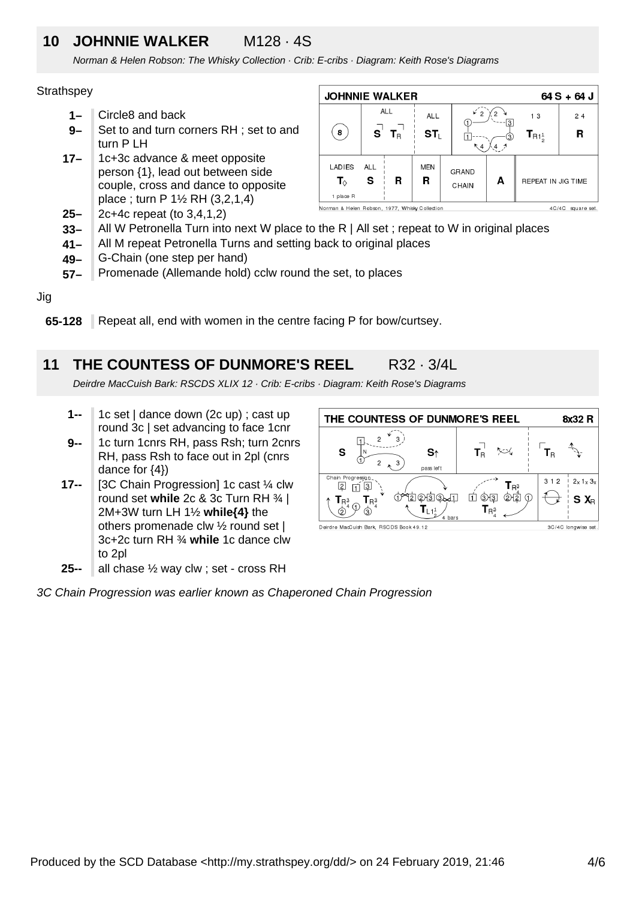## 10 JOHNNIE WALKER M128 · 4S

*Norman & Helen Robson: The Whisky Collection · Crib: E-cribs · Diagram: Keith Rose's Diagrams*

Strathspey

- **1–** Circle8 and back
- **9–** Set to and turn corners RH ; set to and turn P LH
- **17–** 1c+3c advance & meet opposite person {1}, lead out between side couple, cross and dance to opposite place ; turn P 1½ RH (3,2,1,4)
- **25–** 2c+4c repeat (to 3,4,1,2)
- **33–** All W Petronella Turn into next W place to the R | All set ; repeat to W in original places
- **41–** All M repeat Petronella Turns and setting back to original places
- **49–** G-Chain (one step per hand)
- **57–** Promenade (Allemande hold) cclw round the set, to places

Jig

- **65-128** Repeat all, end with women in the centre facing P for bow/curtsey.

## 11 THE COUNTESS OF DUNMORE'S REEL R32 · 3/4L

*Deirdre MacCuish Bark: RSCDS XLIX 12 · Crib: E-cribs · Diagram: Keith Rose's Diagrams*

- **1--** 1c set | dance down (2c up) ; cast up round 3c | set advancing to face 1cnr
- **9--** 1c turn 1cnrs RH, pass Rsh; turn 2cnrs RH, pass Rsh to face out in 2pl (cnrs dance for {4})
- **17--** [3C Chain Progression] 1c cast ¼ clw round set **while** 2c & 3c Turn RH ¾ | 2M+3W turn LH 1½ **while{4}** the others promenade clw ½ round set | 3c+2c turn RH ¾ **while** 1c dance clw to 2pl
- **25--** all chase ½ way clw ; set - cross RH

*3C Chain Progression was earlier known as Chaperoned Chain Progression*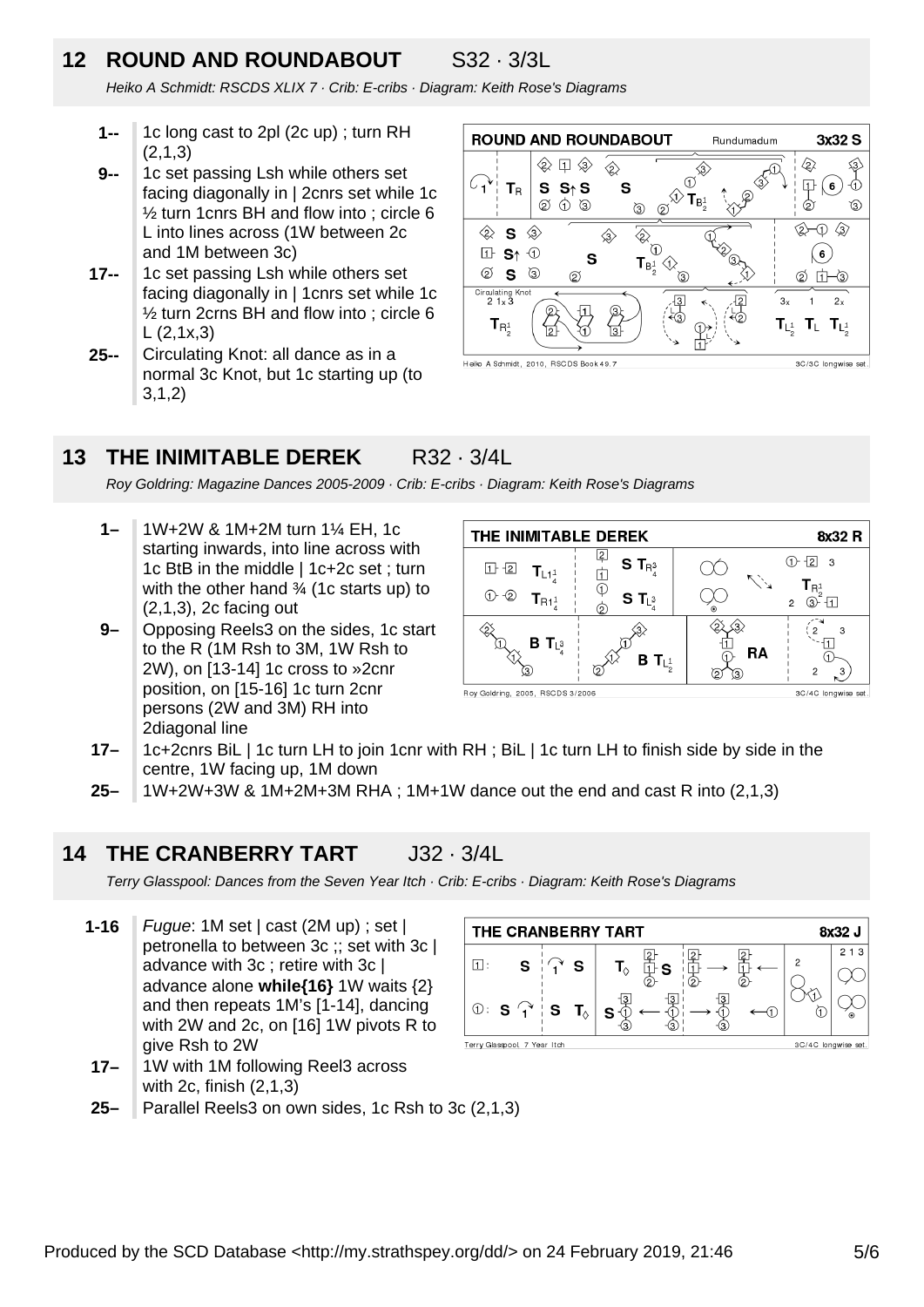## 12 ROUND AND ROUNDABOUT S32 · 3/3L

*Heiko A Schmidt: RSCDS XLIX 7 · Crib: E-cribs · Diagram: Keith Rose's Diagrams*

**1--** 1c long cast to 2pl (2c up) ; turn RH (2,1,3)

**9--** 1c set passing Lsh while others set facing diagonally in | 2cnrs set while 1c ½ turn 1cnrs BH and flow into ; circle 6 L into lines across (1W between 2c and 1M between 3c)

**17--** 1c set passing Lsh while others set facing diagonally in | 1cnrs set while 1c ½ turn 2crns BH and flow into ; circle 6 L (2,1x,3)

**25--** Circulating Knot: all dance as in a normal 3c Knot, but 1c starting up (to 3,1,2)

## 13 THE INIMITABLE DEREK R32 · 3/4L

*Roy Goldring: Magazine Dances 2005-2009 · Crib: E-cribs · Diagram: Keith Rose's Diagrams*

**1–** 1W+2W & 1M+2M turn 1¼ EH, 1c starting inwards, into line across with 1c BtB in the middle | 1c+2c set ; turn with the other hand ¾ (1c starts up) to (2,1,3), 2c facing out

**9–** Opposing Reels3 on the sides, 1c start to the R (1M Rsh to 3M, 1W Rsh to 2W), on [13-14] 1c cross to »2cnr position, on [15-16] 1c turn 2cnr persons (2W and 3M) RH into 2diagonal line

**17–** 1c+2cnrs BiL | 1c turn LH to join 1cnr with RH ; BiL | 1c turn LH to finish side by side in the centre, 1W facing up, 1M down

**25–** 1W+2W+3W & 1M+2M+3M RHA ; 1M+1W dance out the end and cast R into (2,1,3)

## 14 THE CRANBERRY TART J32 · 3/4L

*Terry Glasspool: Dances from the Seven Year Itch · Crib: E-cribs · Diagram: Keith Rose's Diagrams*

**1-16** *Fugue*: 1M set | cast (2M up) ; set | petronella to between 3c ;; set with 3c | advance with 3c ; retire with 3c | advance alone **while{16}** 1W waits {2} and then repeats 1M's [1-14], dancing with 2W and 2c, on [16] 1W pivots R to give Rsh to 2W

**17–** 1W with 1M following Reel3 across with 2c, finish (2,1,3)

**25–** Parallel Reels3 on own sides, 1c Rsh to 3c (2,1,3)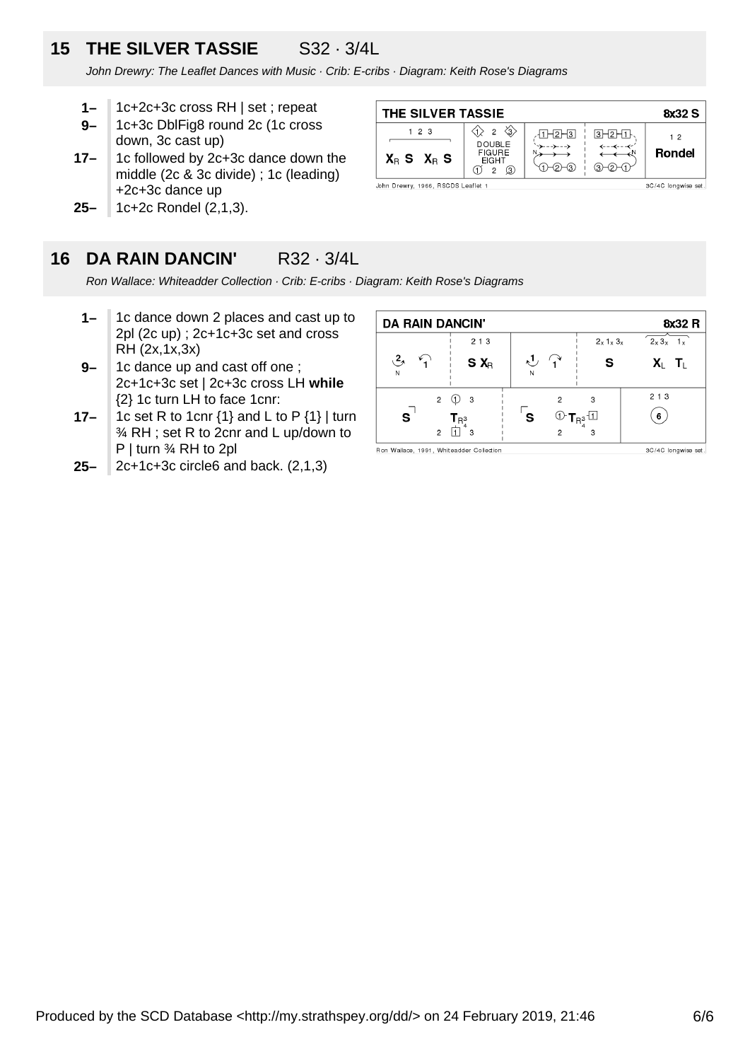## 15 THE SILVER TASSIE S32 · 3/4L

*John Drewry: The Leaflet Dances with Music · Crib: E-cribs · Diagram: Keith Rose's Diagrams*

**1–** 1c+2c+3c cross RH | set ; repeat

**9–** 1c+3c DblFig8 round 2c (1c cross down, 3c cast up)

**17–** 1c followed by 2c+3c dance down the middle (2c & 3c divide) ; 1c (leading) +2c+3c dance up

**25–** 1c+2c Rondel (2,1,3).

THE SILVER TASSIE 8x32 S

John Drewry, 1966, RSCDS Leaflet 1 3C/4C longwise set.

## 16 DA RAIN DANCIN' R32 · 3/4L

*Ron Wallace: Whiteadder Collection · Crib: E-cribs · Diagram: Keith Rose's Diagrams*

**1–** 1c dance down 2 places and cast up to 2pl (2c up) ; 2c+1c+3c set and cross RH (2x,1x,3x)

**9–** 1c dance up and cast off one ; 2c+1c+3c set | 2c+3c cross LH **while** {2} 1c turn LH to face 1cnr:

**17–** 1c set R to 1cnr {1} and L to P {1} | turn ¾ RH ; set R to 2cnr and L up/down to P | turn ¾ RH to 2pl

**25–** 2c+1c+3c circle6 and back. (2,1,3)

DA RAIN DANCIN' 8x32 R

Ron Wallace, 1991, Whiteadder Collection 3C/4C longwise set.